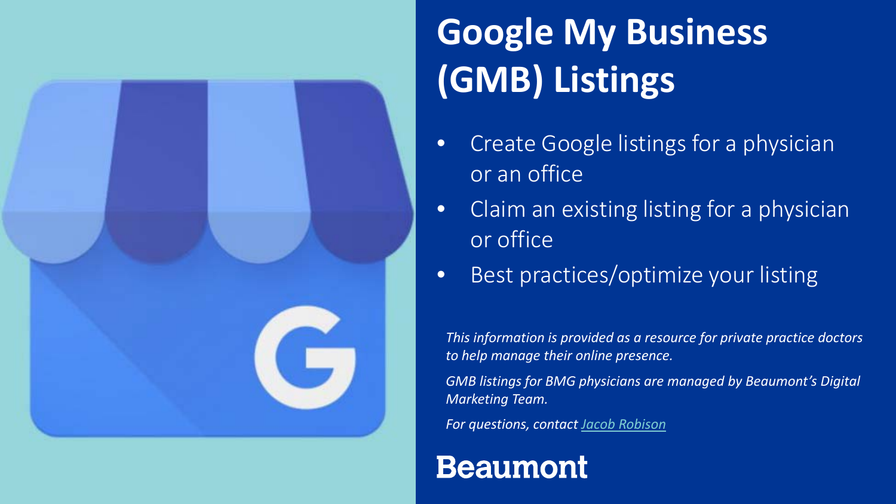# Google My Business (GMB) Listings

- Create Google listings for a physician or an office
- Claim an existing listing for a physician or office
- Best practices/optimize your listing

*This information is provided as a resource for private practice doctors to help manage their online presence.*

*GMB listings for BMG physicians are managed by Beaumont's Digital Marketing Team.*

*For questions, contact [Jacob Robison]*

**Beaumont**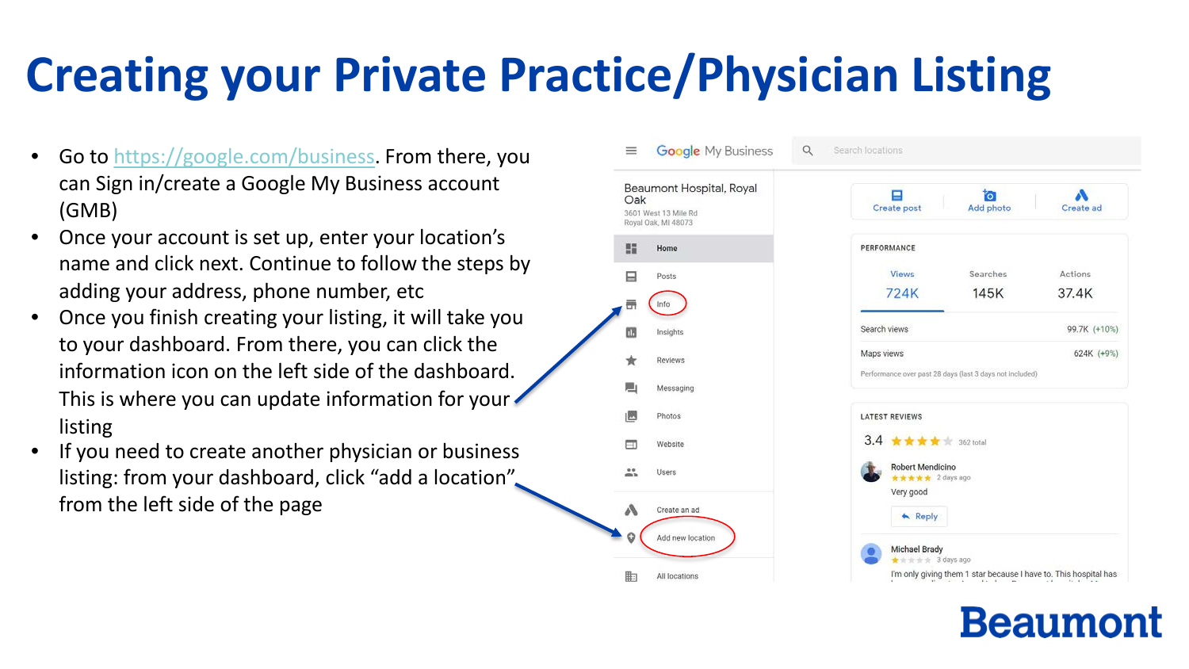# Creating your Private Practice/Physician Listing

- Go to [https://google.com/business](https://google.com/business). From there, you can Sign in/create a Google My Business account (GMB)
- Once your account is set up, enter your location's name and click next. Continue to follow the steps by adding your address, phone number, etc
- Once you finish creating your listing, it will take you to your dashboard. From there, you can click the information icon on the left side of the dashboard. This is where you can update information for your listing
- If you need to create another physician or business listing: from your dashboard, click "add a location" from the left side of the page

Beaumont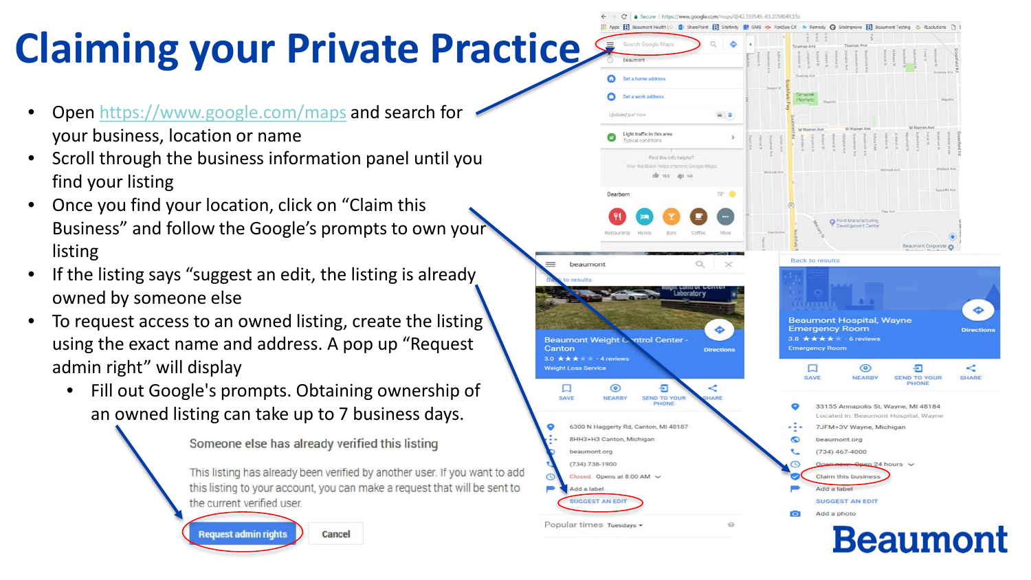# Claiming your Private Practice

- Open https://www.google.com/maps and search for your business, location or name
- Scroll through the business information panel until you find your listing
- Once you find your location, click on "Claim this Business" and follow the Google's prompts to own your listing
- If the listing says "suggest an edit, the listing is already owned by someone else
- To request access to an owned listing, create the listing using the exact name and address. A pop up "Request admin right" will display
  - Fill out Google's prompts. Obtaining ownership of an owned listing can take up to 7 business days.

Someone else has already verified this listing

This listing has already been verified by another user. If you want to add this listing to your account, you can make a request that will be sent to the current verified user.

Request admin rights | Cancel

Beaumont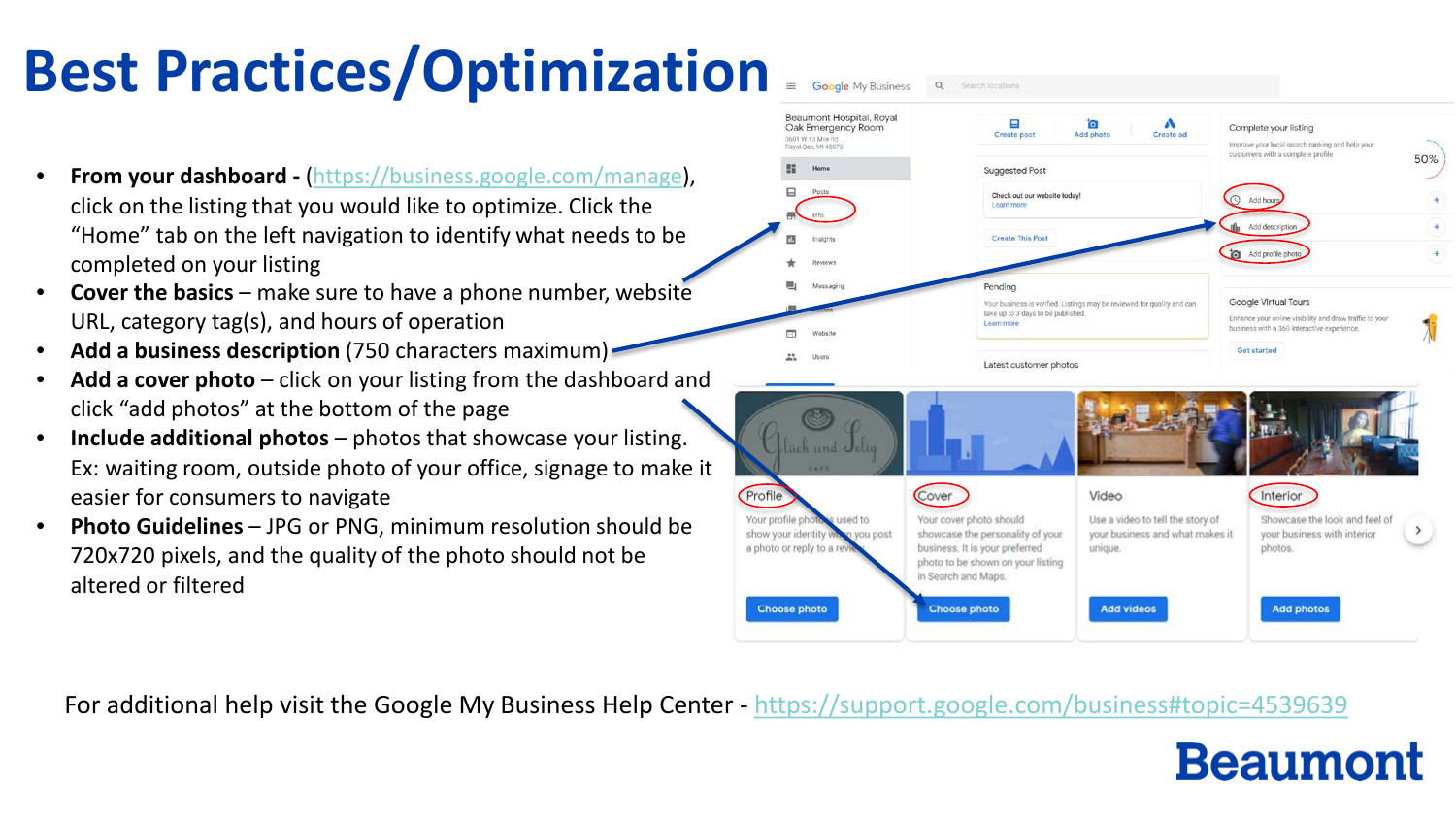# Best Practices/Optimization

- **From your dashboard -** (https://business.google.com/manage), click on the listing that you would like to optimize. Click the "Home" tab on the left navigation to identify what needs to be completed on your listing
- **Cover the basics** – make sure to have a phone number, website URL, category tag(s), and hours of operation
- **Add a business description** (750 characters maximum)
- **Add a cover photo** – click on your listing from the dashboard and click "add photos" at the bottom of the page
- **Include additional photos** – photos that showcase your listing. Ex: waiting room, outside photo of your office, signage to make it easier for consumers to navigate
- **Photo Guidelines** – JPG or PNG, minimum resolution should be 720x720 pixels, and the quality of the photo should not be altered or filtered

For additional help visit the Google My Business Help Center - https://support.google.com/business#topic=4539639